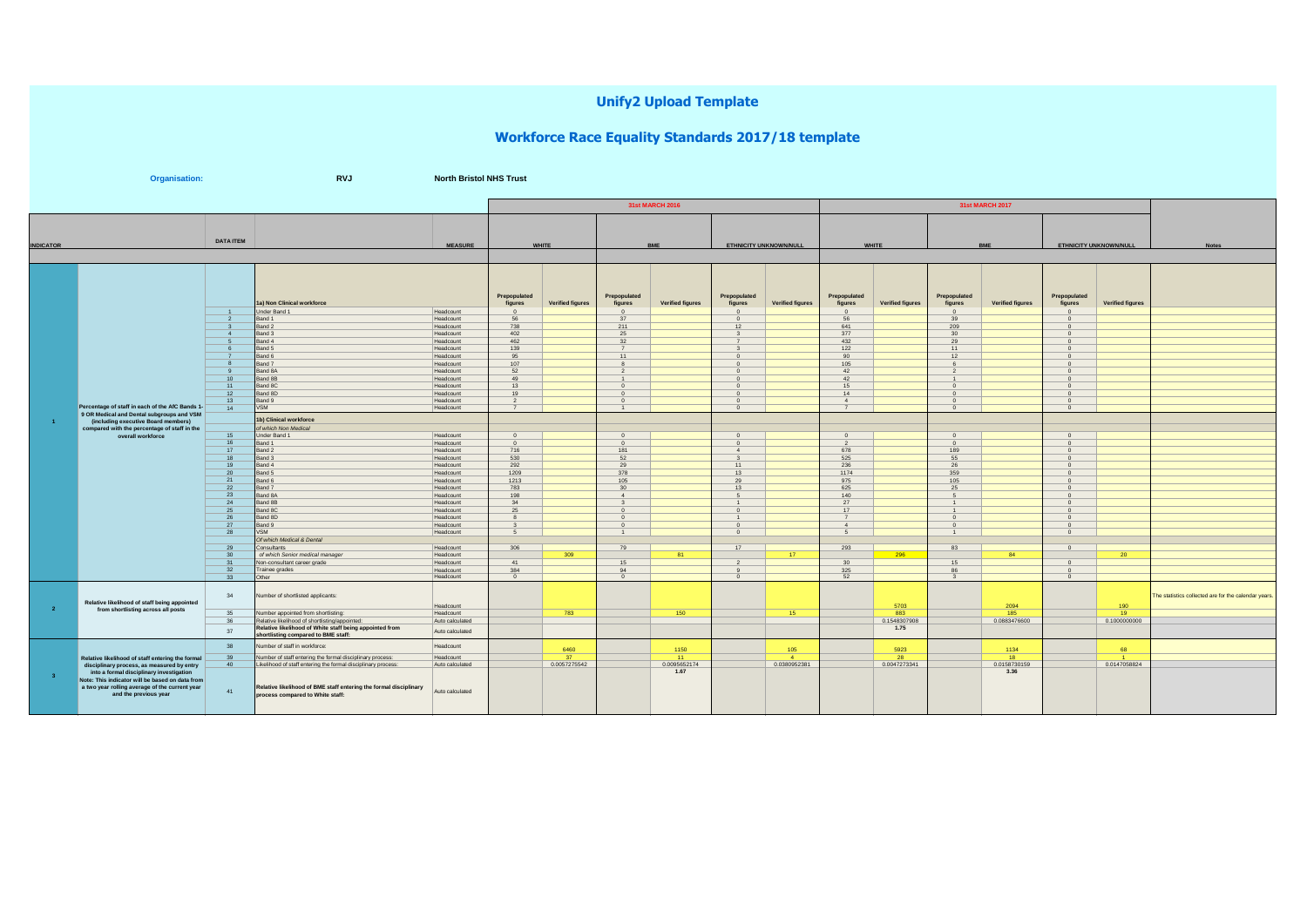# Unify2 Upload Template

## Workforce Race Equality Standards 2017/18 template

**Organisation:** **RVJ** **North Bristol NHS Trust**

| INDICATOR | | DATA ITEM | | MEASURE | 31st MARCH 2016 | | | | | | 31st MARCH 2017 | | | | | | Notes |
|---|---|---|---|---|---|---|---|---|---|---|---|---|---|---|---|---|---|
| | | | | | WHITE | | BME | | ETHNICITY UNKNOWN/NULL | | WHITE | | BME | | ETHNICITY UNKNOWN/NULL | | |
| | | | **1a) Non Clinical workforce** | | Prepopulated figures | Verified figures | Prepopulated figures | Verified figures | Prepopulated figures | Verified figures | Prepopulated figures | Verified figures | Prepopulated figures | Verified figures | Prepopulated figures | Verified figures | |
| **1** | **Percentage of staff in each of the AfC Bands 1-9 OR Medical and Dental subgroups and VSM (including executive Board members) compared with the percentage of staff in the overall workforce** | 1 | Under Band 1 | Headcount | 0 | | 0 | | 0 | | 0 | | 0 | | 0 | | |
| | | 2 | Band 1 | Headcount | 56 | | 37 | | 0 | | 56 | | 39 | | 0 | | |
| | | 3 | Band 2 | Headcount | 738 | | 211 | | 12 | | 641 | | 209 | | 0 | | |
| | | 4 | Band 3 | Headcount | 402 | | 25 | | 3 | | 377 | | 30 | | 0 | | |
| | | 5 | Band 4 | Headcount | 462 | | 32 | | 7 | | 432 | | 29 | | 0 | | |
| | | 6 | Band 5 | Headcount | 139 | | 7 | | 3 | | 122 | | 11 | | 0 | | |
| | | 7 | Band 6 | Headcount | 95 | | 11 | | 0 | | 90 | | 12 | | 0 | | |
| | | 8 | Band 7 | Headcount | 107 | | 8 | | 0 | | 105 | | 6 | | 0 | | |
| | | 9 | Band 8A | Headcount | 52 | | 2 | | 0 | | 42 | | 2 | | 0 | | |
| | | 10 | Band 8B | Headcount | 49 | | 1 | | 0 | | 42 | | 1 | | 0 | | |
| | | 11 | Band 8C | Headcount | 13 | | 0 | | 0 | | 15 | | 0 | | 0 | | |
| | | 12 | Band 8D | Headcount | 19 | | 0 | | 0 | | 14 | | 0 | | 0 | | |
| | | 13 | Band 9 | Headcount | 2 | | 0 | | 0 | | 4 | | 0 | | 0 | | |
| | | 14 | VSM | Headcount | 7 | | 1 | | 0 | | 7 | | 0 | | 0 | | |
| | | | **1b) Clinical workforce** | | | | | | | | | | | | | | |
| | | | *of which Non Medical* | | | | | | | | | | | | | | |
| | | 15 | Under Band 1 | Headcount | 0 | | 0 | | 0 | | 0 | | 0 | | 0 | | |
| | | 16 | Band 1 | Headcount | 0 | | 0 | | 0 | | 2 | | 0 | | 0 | | |
| | | 17 | Band 2 | Headcount | 716 | | 181 | | 4 | | 678 | | 189 | | 0 | | |
| | | 18 | Band 3 | Headcount | 530 | | 52 | | 3 | | 525 | | 55 | | 0 | | |
| | | 19 | Band 4 | Headcount | 292 | | 29 | | 11 | | 236 | | 26 | | 0 | | |
| | | 20 | Band 5 | Headcount | 1209 | | 378 | | 13 | | 1174 | | 359 | | 0 | | |
| | | 21 | Band 6 | Headcount | 1213 | | 105 | | 29 | | 975 | | 105 | | 0 | | |
| | | 22 | Band 7 | Headcount | 783 | | 30 | | 13 | | 625 | | 25 | | 0 | | |
| | | 23 | Band 8A | Headcount | 198 | | 4 | | 5 | | 140 | | 5 | | 0 | | |
| | | 24 | Band 8B | Headcount | 34 | | 3 | | 1 | | 27 | | 1 | | 0 | | |
| | | 25 | Band 8C | Headcount | 25 | | 0 | | 0 | | 17 | | 1 | | 0 | | |
| | | 26 | Band 8D | Headcount | 8 | | 0 | | 1 | | 7 | | 0 | | 0 | | |
| | | 27 | Band 9 | Headcount | 3 | | 0 | | 0 | | 4 | | 0 | | 0 | | |
| | | 28 | VSM | Headcount | 5 | | 1 | | 0 | | 5 | | 1 | | 0 | | |
| | | | *Of which Medical & Dental* | | | | | | | | | | | | | | |
| | | 29 | Consultants | Headcount | 306 | | 79 | | 17 | | 293 | | 83 | | 0 | | |
| | | 30 | *of which Senior medical manager* | Headcount | | 309 | | 81 | | 17 | | 296 | | 84 | | 20 | |
| | | 31 | Non-consultant career grade | Headcount | 41 | | 15 | | 2 | | 30 | | 15 | | 0 | | |
| | | 32 | Trainee grades | Headcount | 384 | | 94 | | 9 | | 325 | | 86 | | 0 | | |
| | | 33 | Other | Headcount | 0 | | 0 | | 0 | | 52 | | 3 | | 0 | | |
| **2** | **Relative likelihood of staff being appointed from shortlisting across all posts** | 34 | Number of shortlisted applicants: | Headcount | | | | | | | | 5703 | | 2094 | | 190 | The statistics collected are for the calendar years. |
| | | 35 | Number appointed from shortlisting: | Headcount | | 783 | | 150 | | 15 | | 883 | | 185 | | 19 | |
| | | 36 | Relative likelihood of shortlisting/appointed: | Auto calculated | | | | | | | | 0.1548307908 | | 0.0883476600 | | 0.1000000000 | |
| | | 37 | **Relative likelihood of White staff being appointed from shortlisting compared to BME staff:** | Auto calculated | | | | | | | | 1.75 | | | | | |
| **3** | **Relative likelihood of staff entering the formal disciplinary process, as measured by entry into a formal disciplinary investigation Note: This indicator will be based on data from a two year rolling average of the current year and the previous year** | 38 | Number of staff in workforce: | Headcount | | 6460 | | 1150 | | 105 | | 5923 | | 1134 | | 68 | |
| | | 39 | Number of staff entering the formal disciplinary process: | Headcount | | 37 | | 11 | | 4 | | 28 | | 18 | | 1 | |
| | | 40 | Likelihood of staff entering the formal disciplinary process: | Auto calculated | | 0.0057275542 | | 0.0095652174 | | 0.0380952381 | | 0.0047273341 | | 0.0158730159 | | 0.0147058824 | |
| | | 41 | **Relative likelihood of BME staff entering the formal disciplinary process compared to White staff:** | Auto calculated | | | | 1.67 | | | | | | 3.36 | | | |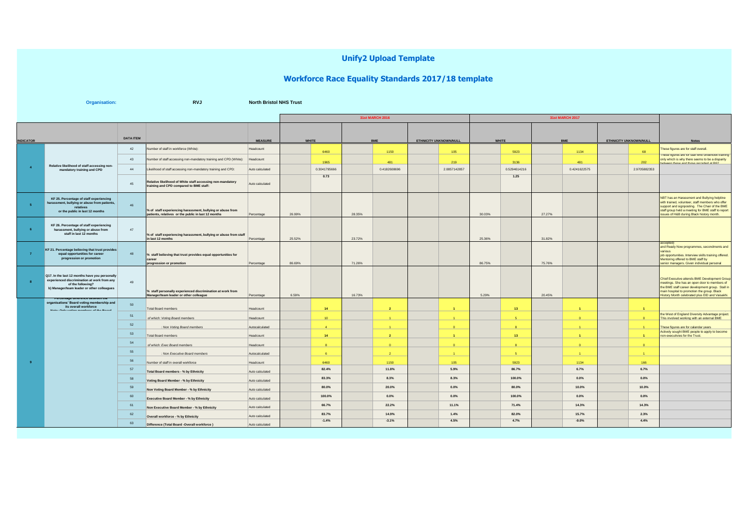# Unify2 Upload Template

## Workforce Race Equality Standards 2017/18 template

**Organisation:** RVJ North Bristol NHS Trust

| INDICATOR | | DATA ITEM | | MEASURE | 31st MARCH 2016 WHITE | | 31st MARCH 2016 BME | | 31st MARCH 2016 ETHNICITY UNKNOWN/NULL | | 31st MARCH 2017 WHITE | | 31st MARCH 2017 BME | | 31st MARCH 2017 ETHNICITY UNKNOWN/NULL | | Notes |
|---|---|---|---|---|---|---|---|---|---|---|---|---|---|---|---|---|---|
| 4 | Relative likelihood of staff accessing non-mandatory training and CPD | 42 | Number of staff in workforce (White): | Headcount | | 6460 | | 1150 | | 105 | | 5923 | | 1134 | | 68 | These figures are for staff overall. |
| | | 43 | Number of staff accessing non-mandatory training and CPD (White): | Headcount | | 1965 | | 481 | | 219 | | 3136 | | 481 | | 202 | These figures are for staff who undertook training only which is why there seems to be a disparity between these and those recorded at R62 |
| | | 44 | Likelihood of staff accessing non-mandatory training and CPD: | Auto calculated | | 0.3041795666 | | 0.4182608696 | | 2.0857142857 | | 0.5294614216 | | 0.4241622575 | | 2.9705882353 | |
| | | 45 | Relative likelihood of White staff accessing non-mandatory training and CPD compared to BME staff: | Auto calculated | | 0.73 | | | | | | 1.25 | | | | | |
| 5 | KF 25. Percentage of staff experiencing harassment, bullying or abuse from patients, relatives or the public in last 12 months | 46 | % of staff experiencing harassment, bullying or abuse from patients, relatives or the public in last 12 months | Percentage | 26.99% | | 28.35% | | | | 30.03% | | 27.27% | | | | NBT has an Harassment and Bullying helpline with trained, volunteer, staff members who offer support and signposting. The Chair of the BME staff group held a meeting for BME staff to report issues of H&B during Black history month. |
| 6 | KF 26. Percentage of staff experiencing harassment, bullying or abuse from staff in last 12 months | 47 | % of staff experiencing harassment, bullying or abuse from staff in last 12 months | Percentage | 25.52% | | 23.72% | | | | 25.36% | | 31.82% | | | | |
| 7 | KF 21. Percentage believing that trust provides equal opportunities for career progression or promotion | 48 | % staff believing that trust provides equal opportunities for career progression or promotion | Percentage | 86.69% | | 71.26% | | | | 86.75% | | 75.76% | | | | accepted) and Ready Now programmes, secondments and various job opportunities. Interview skills training offered. Mentoring offered to BME staff by senior managers. Given individual personal |
| 8 | Q17. In the last 12 months have you personally experienced discrimination at work from any of the following? b) Manager/team leader or other colleagues | 49 | % staff personally experienced discrimination at work from Manager/team leader or other colleague | Percentage | 6.59% | | 16.73% | | | | 5.29% | | 20.45% | | | | Chief Executive attends BME Development Group meetings. She has an open door to members of the BME staff career development group. Stall in main hospital to promotion the group. Black History Month celebrated plus EID and Vaisakhi. |
| 9 | Percentage difference between the organisations' Board voting membership and its overall workforce Note: Only voting members of the Board | 50 | Total Board members | Headcount | | 14 | | 2 | | 1 | | 13 | | 1 | | 1 | |
| | | 51 | *of which: Voting Board members* | Headcount | | 10 | | 1 | | 1 | | 5 | | 0 | | 0 | the West of England Diversity Advantage project. This involved working with an external BME |
| | | 52 | *: Non Voting Board members* | Autocalculated | | 4 | | 1 | | 0 | | 8 | | 1 | | 1 | These figures are for calendar years |
| | | 53 | Total Board members | Headcount | | 14 | | 2 | | 1 | | 13 | | 1 | | 1 | Actively sought BME people to apply to become non-executivies for the Trust. |
| | | 54 | *of which: Exec Board members* | Headcount | | 8 | | 0 | | 0 | | 8 | | 0 | | 0 | |
| | | 55 | *: Non Executive Board members* | Autocalculated | | 6 | | 2 | | 1 | | 5 | | 1 | | 1 | |
| | | 56 | Number of staff in overall workforce | Headcount | | 6460 | | 1150 | | 105 | | 5923 | | 1134 | | 166 | |
| | | 57 | Total Board members - % by Ethnicity | Auto calculated | | 82.4% | | 11.8% | | 5.9% | | 86.7% | | 6.7% | | 6.7% | |
| | | 58 | Voting Board Member - % by Ethnicity | Auto calculated | | 83.3% | | 8.3% | | 8.3% | | 100.0% | | 0.0% | | 0.0% | |
| | | 59 | Non Voting Board Member - % by Ethnicity | Auto calculated | | 80.0% | | 20.0% | | 0.0% | | 80.0% | | 10.0% | | 10.0% | |
| | | 60 | Executive Board Member - % by Ethnicity | Auto calculated | | 100.0% | | 0.0% | | 0.0% | | 100.0% | | 0.0% | | 0.0% | |
| | | 61 | Non Executive Board Member - % by Ethnicity | Auto calculated | | 66.7% | | 22.2% | | 11.1% | | 71.4% | | 14.3% | | 14.3% | |
| | | 62 | Overall workforce - % by Ethnicity | Auto calculated | | 83.7% | | 14.9% | | 1.4% | | 82.0% | | 15.7% | | 2.3% | |
| | | 63 | Difference (Total Board -Overall workforce ) | Auto calculated | | -1.4% | | -3.1% | | 4.5% | | 4.7% | | -9.0% | | 4.4% | |